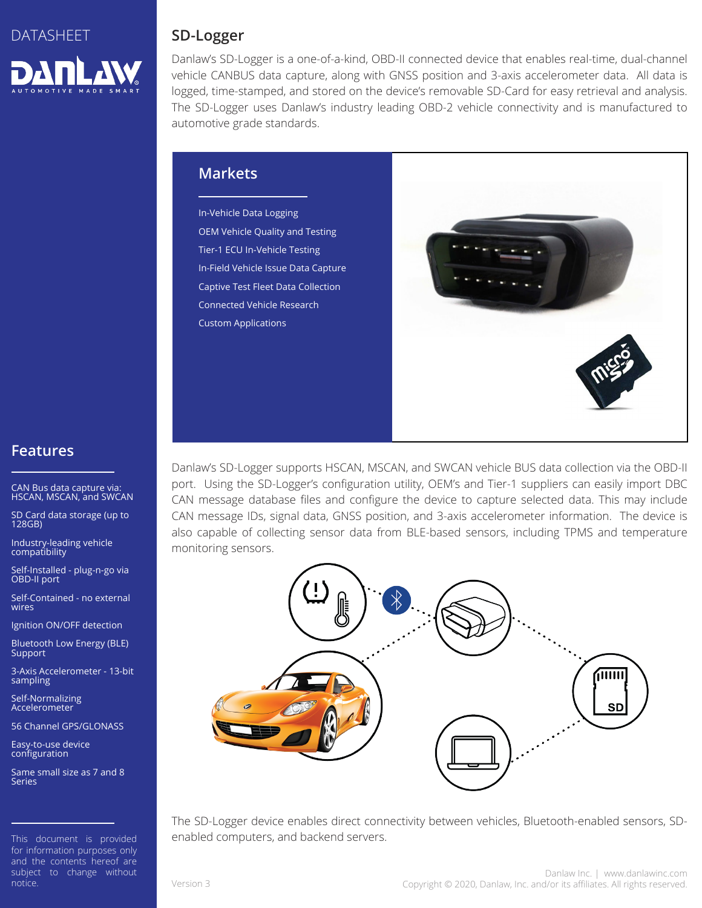DATASHEET

# SD-Logger

Danlaw's SD-Logger is a one-of-a-kind, OBD-II connected device that enables real-time, dual-channel vehicle CANBUS data capture, along with GNSS position and 3-axis accelerometer data. All data is logged, time-stamped, and stored on the device's removable SD-Card for easy retrieval and analysis. The SD-Logger uses Danlaw's industry leading OBD-2 vehicle connectivity and is manufactured to automotive grade standards.

## Markets

- In-Vehicle Data Logging
- OEM Vehicle Quality and Testing
- Tier-1 ECU In-Vehicle Testing
- In-Field Vehicle Issue Data Capture
- Captive Test Fleet Data Collection
- Connected Vehicle Research
- Custom Applications

Danlaw's SD-Logger supports HSCAN, MSCAN, and SWCAN vehicle BUS data collection via the OBD-II port. Using the SD-Logger's configuration utility, OEM's and Tier-1 suppliers can easily import DBC CAN message database files and configure the device to capture selected data. This may include CAN message IDs, signal data, GNSS position, and 3-axis accelerometer information. The device is also capable of collecting sensor data from BLE-based sensors, including TPMS and temperature monitoring sensors.

The SD-Logger device enables direct connectivity between vehicles, Bluetooth-enabled sensors, SD-enabled computers, and backend servers.

## Features

- CAN Bus data capture via: HSCAN, MSCAN, and SWCAN
- SD Card data storage (up to 128GB)
- Industry-leading vehicle compatibility
- Self-Installed - plug-n-go via OBD-II port
- Self-Contained - no external wires
- Ignition ON/OFF detection
- Bluetooth Low Energy (BLE) Support
- 3-Axis Accelerometer - 13-bit sampling
- Self-Normalizing Accelerometer
- 56 Channel GPS/GLONASS
- Easy-to-use device configuration
- Same small size as 7 and 8 Series

This document is provided for information purposes only and the contents hereof are subject to change without notice.

Version 3

Danlaw Inc. | www.danlawinc.com
Copyright © 2020, Danlaw, Inc. and/or its affiliates. All rights reserved.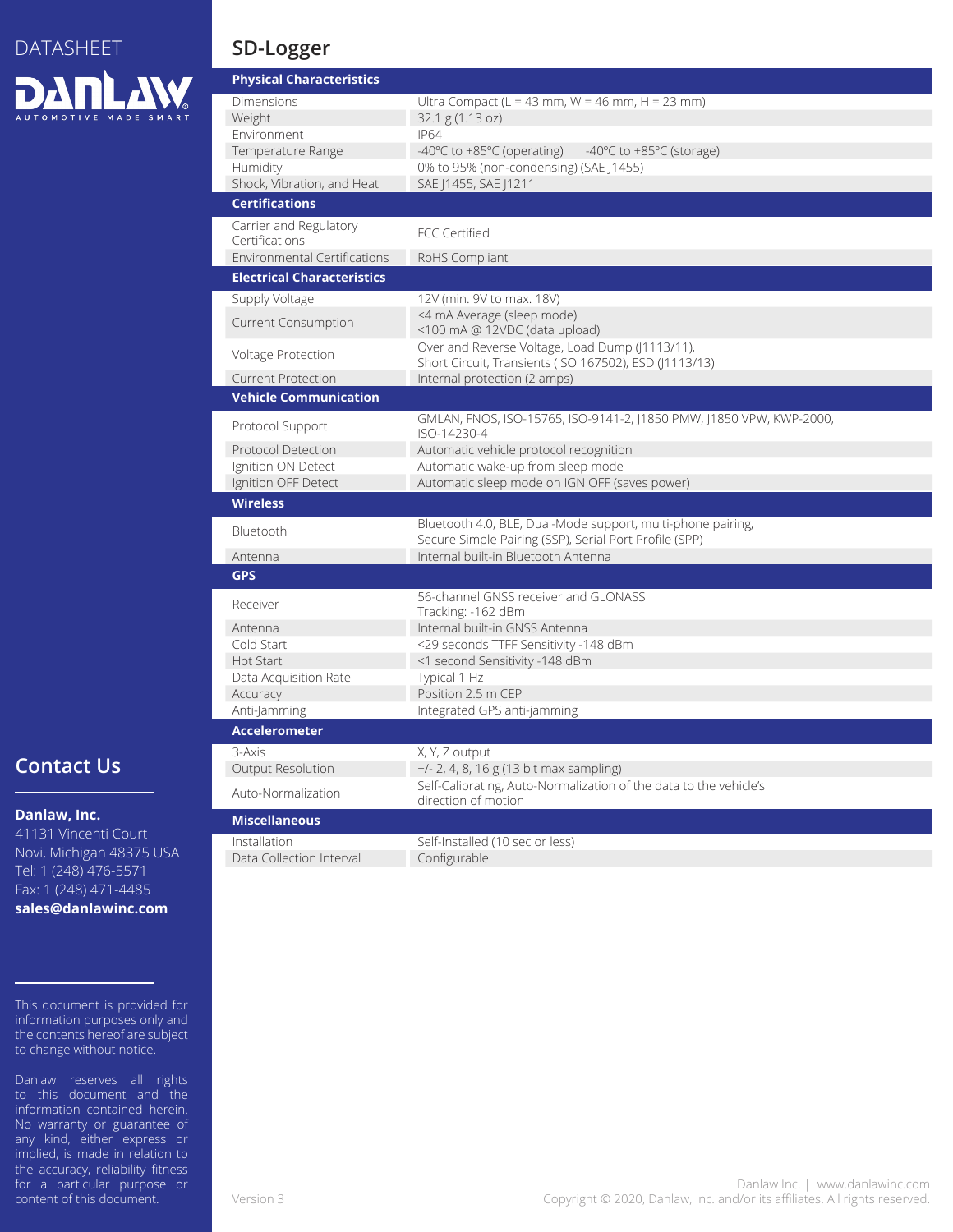DATASHEET

DANLAW AUTOMOTIVE MADE SMART

# SD-Logger

| | |
|---|---|
| **Physical Characteristics** | |
| Dimensions | Ultra Compact (L = 43 mm, W = 46 mm, H = 23 mm) |
| Weight | 32.1 g (1.13 oz) |
| Environment | IP64 |
| Temperature Range | -40°C to +85°C (operating) -40°C to +85°C (storage) |
| Humidity | 0% to 95% (non-condensing) (SAE J1455) |
| Shock, Vibration, and Heat | SAE J1455, SAE J1211 |
| **Certifications** | |
| Carrier and Regulatory Certifications | FCC Certified |
| Environmental Certifications | RoHS Compliant |
| **Electrical Characteristics** | |
| Supply Voltage | 12V (min. 9V to max. 18V) |
| Current Consumption | <4 mA Average (sleep mode)<br><100 mA @ 12VDC (data upload) |
| Voltage Protection | Over and Reverse Voltage, Load Dump (J1113/11),<br>Short Circuit, Transients (ISO 167502), ESD (J1113/13) |
| Current Protection | Internal protection (2 amps) |
| **Vehicle Communication** | |
| Protocol Support | GMLAN, FNOS, ISO-15765, ISO-9141-2, J1850 PMW, J1850 VPW, KWP-2000, ISO-14230-4 |
| Protocol Detection | Automatic vehicle protocol recognition |
| Ignition ON Detect | Automatic wake-up from sleep mode |
| Ignition OFF Detect | Automatic sleep mode on IGN OFF (saves power) |
| **Wireless** | |
| Bluetooth | Bluetooth 4.0, BLE, Dual-Mode support, multi-phone pairing,<br>Secure Simple Pairing (SSP), Serial Port Profile (SPP) |
| Antenna | Internal built-in Bluetooth Antenna |
| **GPS** | |
| Receiver | 56-channel GNSS receiver and GLONASS<br>Tracking: -162 dBm |
| Antenna | Internal built-in GNSS Antenna |
| Cold Start | <29 seconds TTFF Sensitivity -148 dBm |
| Hot Start | <1 second Sensitivity -148 dBm |
| Data Acquisition Rate | Typical 1 Hz |
| Accuracy | Position 2.5 m CEP |
| Anti-Jamming | Integrated GPS anti-jamming |
| **Accelerometer** | |
| 3-Axis | X, Y, Z output |
| Output Resolution | +/- 2, 4, 8, 16 g (13 bit max sampling) |
| Auto-Normalization | Self-Calibrating, Auto-Normalization of the data to the vehicle's direction of motion |
| **Miscellaneous** | |
| Installation | Self-Installed (10 sec or less) |
| Data Collection Interval | Configurable |

## Contact Us

**Danlaw, Inc.**
41131 Vincenti Court
Novi, Michigan 48375 USA
Tel: 1 (248) 476-5571
Fax: 1 (248) 471-4485
**sales@danlawinc.com**

This document is provided for information purposes only and the contents hereof are subject to change without notice.

Danlaw reserves all rights to this document and the information contained herein. No warranty or guarantee of any kind, either express or implied, is made in relation to the accuracy, reliability fitness for a particular purpose or content of this document.

Version 3

Danlaw Inc. | www.danlawinc.com
Copyright © 2020, Danlaw, Inc. and/or its affiliates. All rights reserved.